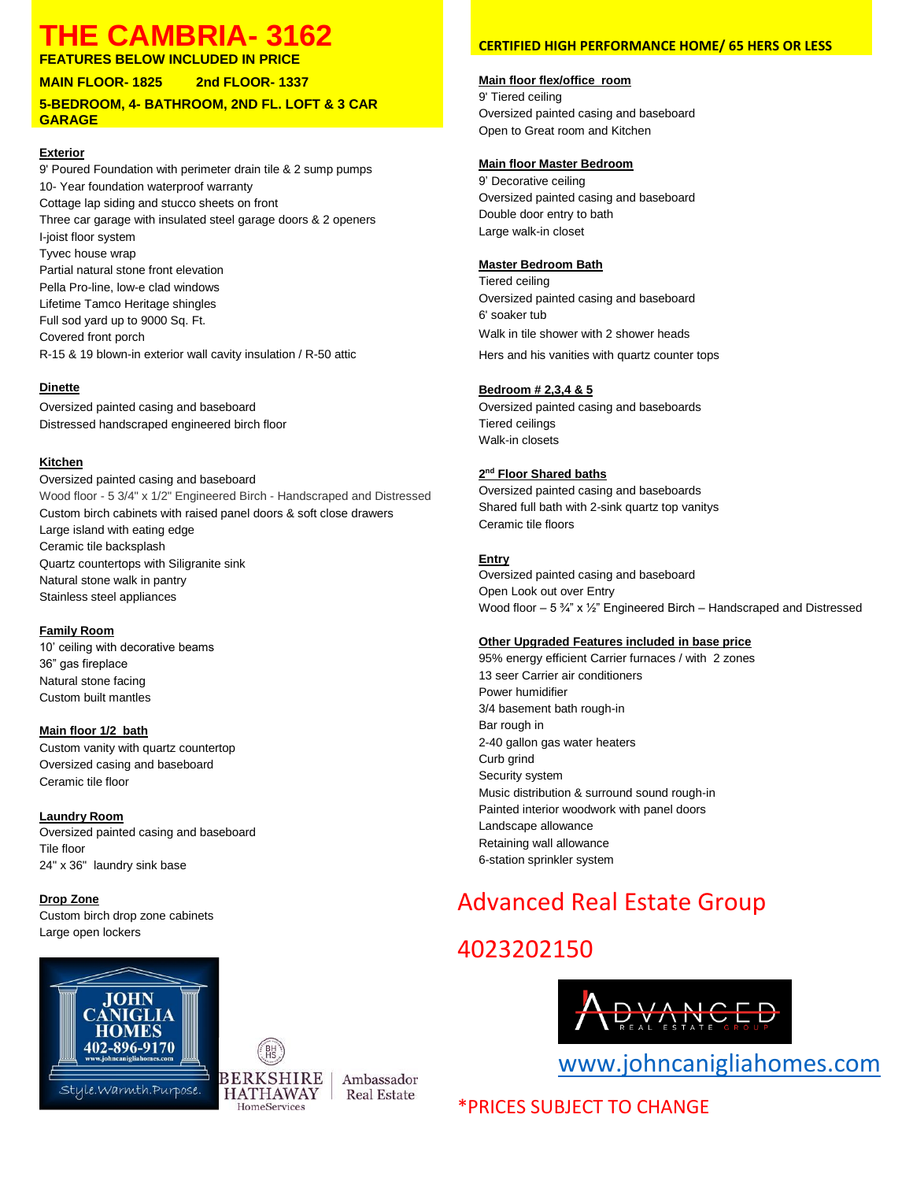# THE CAMBRIA- 3162

**FEATURES BELOW INCLUDED IN PRICE**

**MAIN FLOOR- 1825 2nd FLOOR- 1337**

**5-BEDROOM, 4- BATHROOM, 2ND FL. LOFT & 3 CAR GARAGE**

**Exterior**

9' Poured Foundation with perimeter drain tile & 2 sump pumps
10- Year foundation waterproof warranty
Cottage lap siding and stucco sheets on front
Three car garage with insulated steel garage doors & 2 openers
I-joist floor system
Tyvec house wrap
Partial natural stone front elevation
Pella Pro-line, low-e clad windows
Lifetime Tamco Heritage shingles
Full sod yard up to 9000 Sq. Ft.
Covered front porch
R-15 & 19 blown-in exterior wall cavity insulation / R-50 attic

**Dinette**

Oversized painted casing and baseboard
Distressed handscraped engineered birch floor

**Kitchen**

Oversized painted casing and baseboard
Wood floor - 5 3/4" x 1/2" Engineered Birch - Handscraped and Distressed
Custom birch cabinets with raised panel doors & soft close drawers
Large island with eating edge
Ceramic tile backsplash
Quartz countertops with Siligranite sink
Natural stone walk in pantry
Stainless steel appliances

**Family Room**

10' ceiling with decorative beams
36" gas fireplace
Natural stone facing
Custom built mantles

**Main floor 1/2 bath**

Custom vanity with quartz countertop
Oversized casing and baseboard
Ceramic tile floor

**Laundry Room**

Oversized painted casing and baseboard
Tile floor
24" x 36" laundry sink base

**Drop Zone**

Custom birch drop zone cabinets
Large open lockers

JOHN CANIGLIA HOMES
402-896-9170
www.johncanigliahomes.com
Style.Warmth.Purpose.

BERKSHIRE HATHAWAY HomeServices | Ambassador Real Estate

**CERTIFIED HIGH PERFORMANCE HOME/ 65 HERS OR LESS**

**Main floor flex/office room**

9' Tiered ceiling
Oversized painted casing and baseboard
Open to Great room and Kitchen

**Main floor Master Bedroom**

9' Decorative ceiling
Oversized painted casing and baseboard
Double door entry to bath
Large walk-in closet

**Master Bedroom Bath**

Tiered ceiling
Oversized painted casing and baseboard
6' soaker tub
Walk in tile shower with 2 shower heads
Hers and his vanities with quartz counter tops

**Bedroom # 2,3,4 & 5**

Oversized painted casing and baseboards
Tiered ceilings
Walk-in closets

**2nd Floor Shared baths**

Oversized painted casing and baseboards
Shared full bath with 2-sink quartz top vanitys
Ceramic tile floors

**Entry**

Oversized painted casing and baseboard
Open Look out over Entry
Wood floor – 5 ¾" x ½" Engineered Birch – Handscraped and Distressed

**Other Upgraded Features included in base price**

95% energy efficient Carrier furnaces / with 2 zones
13 seer Carrier air conditioners
Power humidifier
3/4 basement bath rough-in
Bar rough in
2-40 gallon gas water heaters
Curb grind
Security system
Music distribution & surround sound rough-in
Painted interior woodwork with panel doors
Landscape allowance
Retaining wall allowance
6-station sprinkler system

## Advanced Real Estate Group

## 4023202150

ADVANCED REAL ESTATE GROUP

www.johncanigliahomes.com

*PRICES SUBJECT TO CHANGE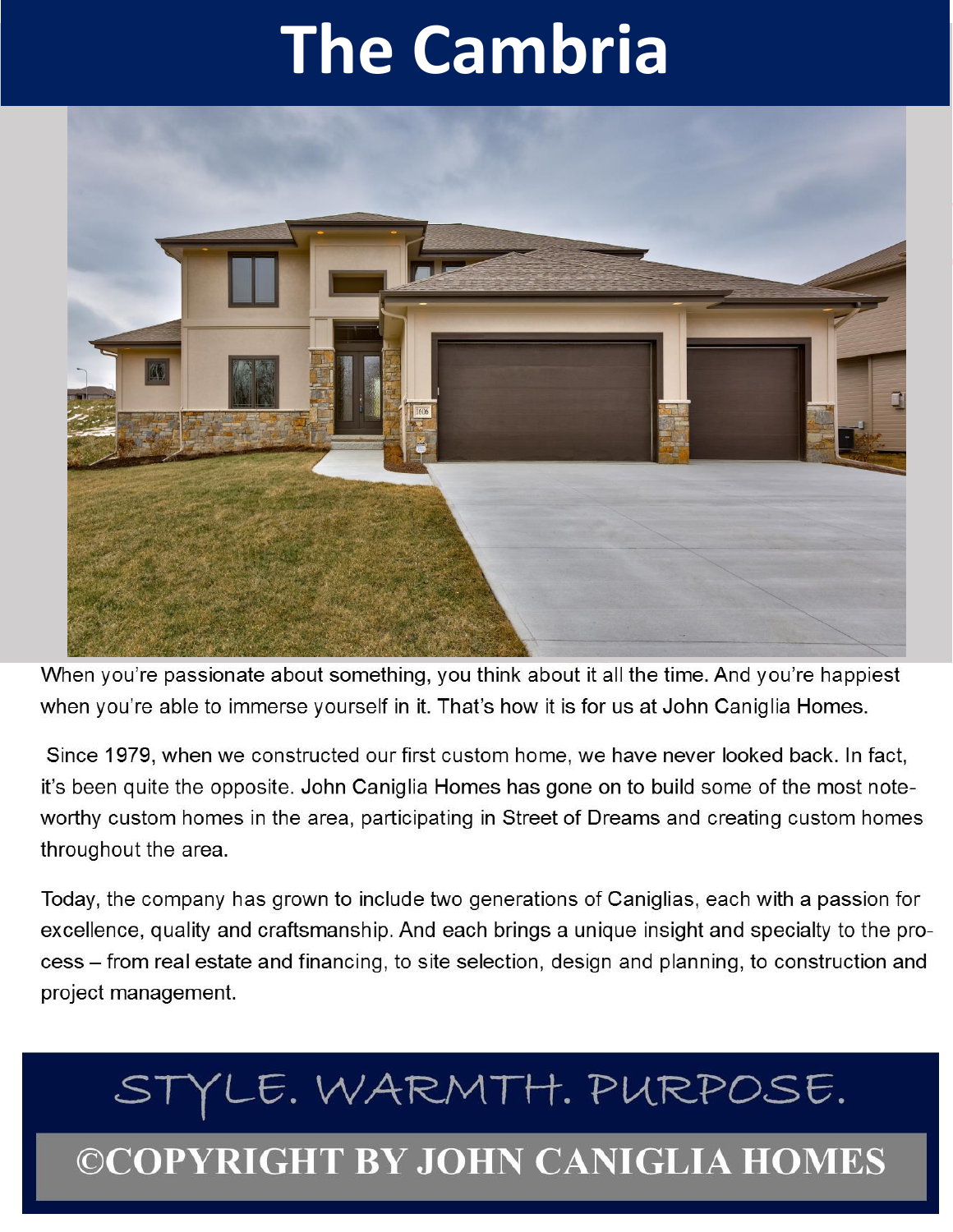# The Cambria

When you're passionate about something, you think about it all the time. And you're happiest when you're able to immerse yourself in it. That's how it is for us at John Caniglia Homes.

Since 1979, when we constructed our first custom home, we have never looked back. In fact, it's been quite the opposite. John Caniglia Homes has gone on to build some of the most noteworthy custom homes in the area, participating in Street of Dreams and creating custom homes throughout the area.

Today, the company has grown to include two generations of Caniglias, each with a passion for excellence, quality and craftsmanship. And each brings a unique insight and specialty to the process – from real estate and financing, to site selection, design and planning, to construction and project management.

STYLE. WARMTH. PURPOSE.

©COPYRIGHT BY JOHN CANIGLIA HOMES